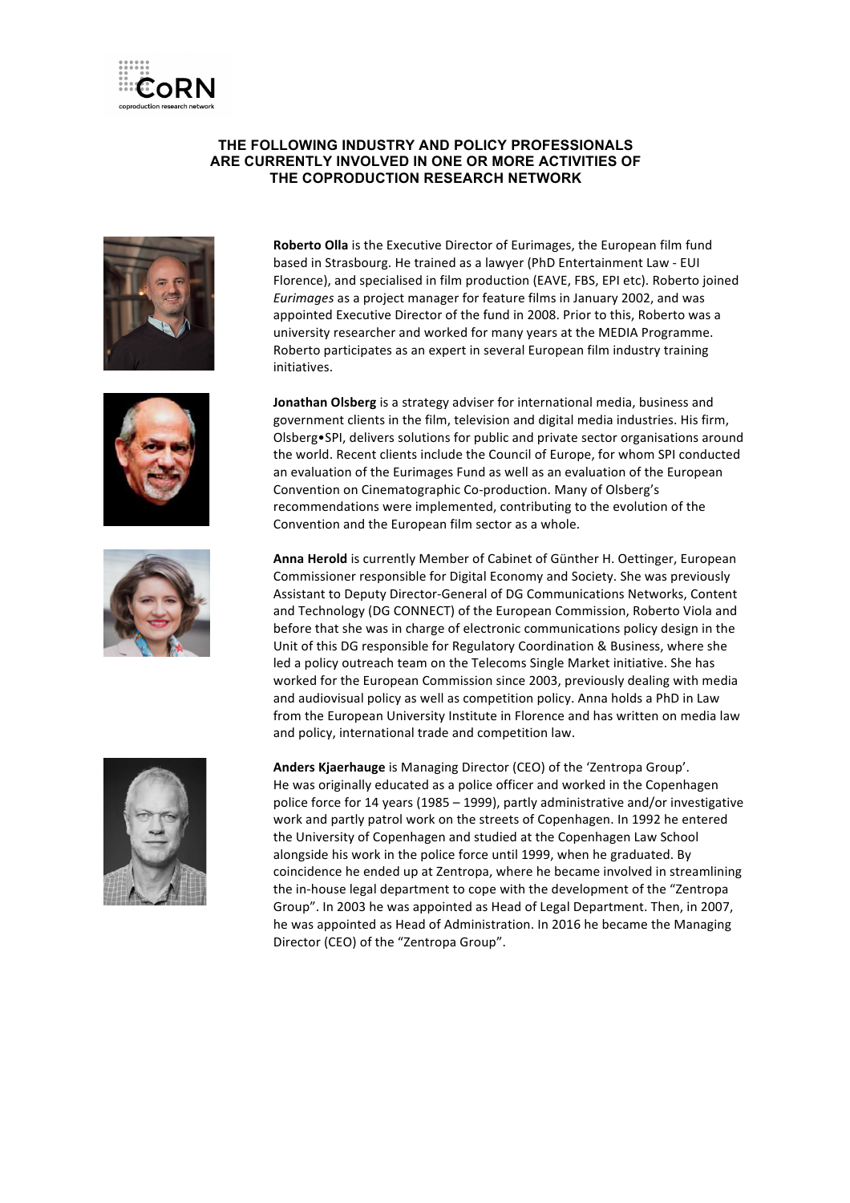CoRN
coproduction research network

### THE FOLLOWING INDUSTRY AND POLICY PROFESSIONALS ARE CURRENTLY INVOLVED IN ONE OR MORE ACTIVITIES OF THE COPRODUCTION RESEARCH NETWORK

**Roberto Olla** is the Executive Director of Eurimages, the European film fund based in Strasbourg. He trained as a lawyer (PhD Entertainment Law - EUI Florence), and specialised in film production (EAVE, FBS, EPI etc). Roberto joined *Eurimages* as a project manager for feature films in January 2002, and was appointed Executive Director of the fund in 2008. Prior to this, Roberto was a university researcher and worked for many years at the MEDIA Programme. Roberto participates as an expert in several European film industry training initiatives.

**Jonathan Olsberg** is a strategy adviser for international media, business and government clients in the film, television and digital media industries. His firm, Olsberg•SPI, delivers solutions for public and private sector organisations around the world. Recent clients include the Council of Europe, for whom SPI conducted an evaluation of the Eurimages Fund as well as an evaluation of the European Convention on Cinematographic Co-production. Many of Olsberg's recommendations were implemented, contributing to the evolution of the Convention and the European film sector as a whole.

**Anna Herold** is currently Member of Cabinet of Günther H. Oettinger, European Commissioner responsible for Digital Economy and Society. She was previously Assistant to Deputy Director-General of DG Communications Networks, Content and Technology (DG CONNECT) of the European Commission, Roberto Viola and before that she was in charge of electronic communications policy design in the Unit of this DG responsible for Regulatory Coordination & Business, where she led a policy outreach team on the Telecoms Single Market initiative. She has worked for the European Commission since 2003, previously dealing with media and audiovisual policy as well as competition policy. Anna holds a PhD in Law from the European University Institute in Florence and has written on media law and policy, international trade and competition law.

**Anders Kjaerhauge** is Managing Director (CEO) of the 'Zentropa Group'. He was originally educated as a police officer and worked in the Copenhagen police force for 14 years (1985 – 1999), partly administrative and/or investigative work and partly patrol work on the streets of Copenhagen. In 1992 he entered the University of Copenhagen and studied at the Copenhagen Law School alongside his work in the police force until 1999, when he graduated. By coincidence he ended up at Zentropa, where he became involved in streamlining the in-house legal department to cope with the development of the "Zentropa Group". In 2003 he was appointed as Head of Legal Department. Then, in 2007, he was appointed as Head of Administration. In 2016 he became the Managing Director (CEO) of the "Zentropa Group".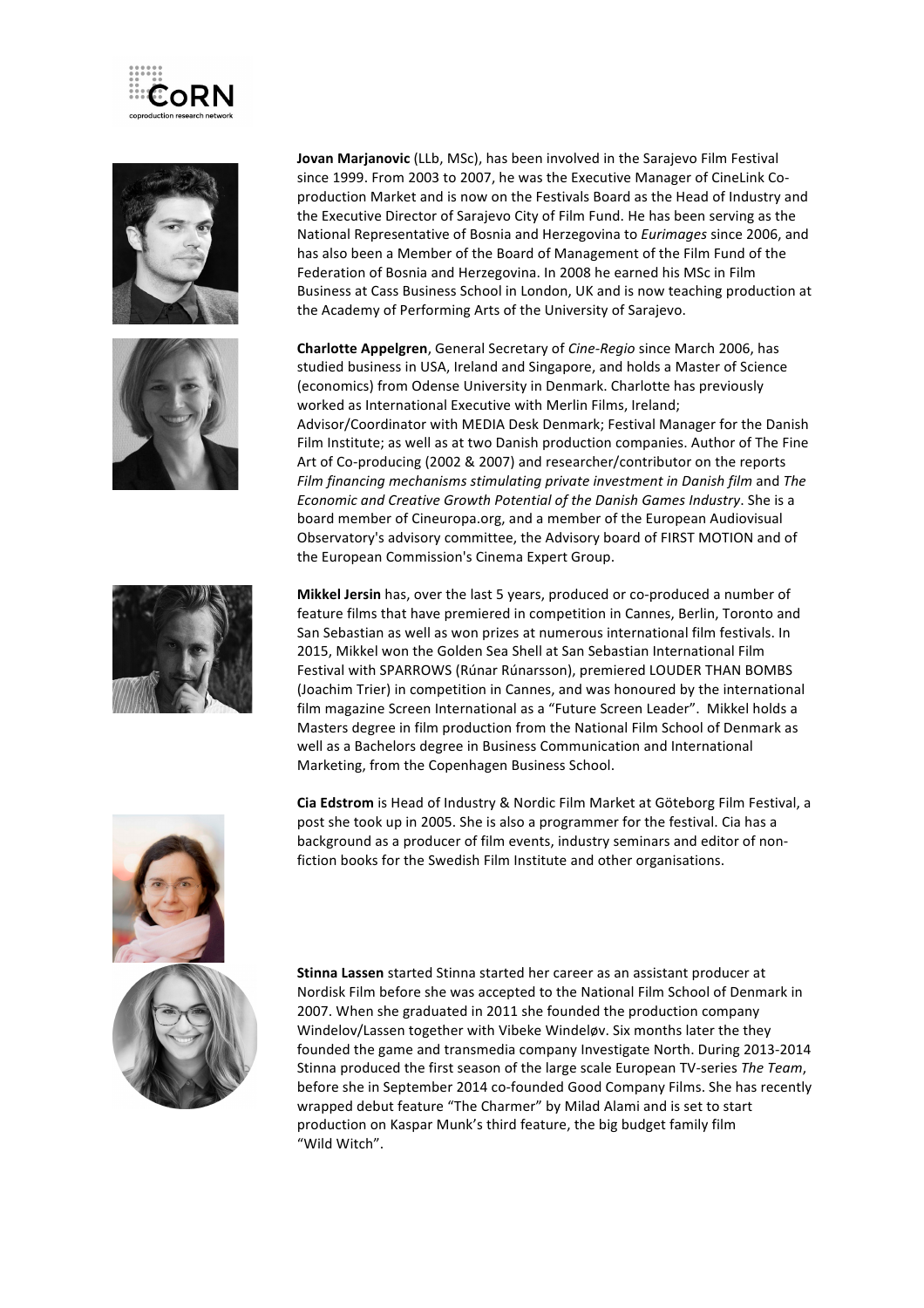**Jovan Marjanovic** (LLb, MSc), has been involved in the Sarajevo Film Festival since 1999. From 2003 to 2007, he was the Executive Manager of CineLink Co-production Market and is now on the Festivals Board as the Head of Industry and the Executive Director of Sarajevo City of Film Fund. He has been serving as the National Representative of Bosnia and Herzegovina to *Eurimages* since 2006, and has also been a Member of the Board of Management of the Film Fund of the Federation of Bosnia and Herzegovina. In 2008 he earned his MSc in Film Business at Cass Business School in London, UK and is now teaching production at the Academy of Performing Arts of the University of Sarajevo.

**Charlotte Appelgren**, General Secretary of *Cine-Regio* since March 2006, has studied business in USA, Ireland and Singapore, and holds a Master of Science (economics) from Odense University in Denmark. Charlotte has previously worked as International Executive with Merlin Films, Ireland; Advisor/Coordinator with MEDIA Desk Denmark; Festival Manager for the Danish Film Institute; as well as at two Danish production companies. Author of The Fine Art of Co-producing (2002 & 2007) and researcher/contributor on the reports *Film financing mechanisms stimulating private investment in Danish film* and *The Economic and Creative Growth Potential of the Danish Games Industry*. She is a board member of Cineuropa.org, and a member of the European Audiovisual Observatory's advisory committee, the Advisory board of FIRST MOTION and of the European Commission's Cinema Expert Group.

**Mikkel Jersin** has, over the last 5 years, produced or co-produced a number of feature films that have premiered in competition in Cannes, Berlin, Toronto and San Sebastian as well as won prizes at numerous international film festivals. In 2015, Mikkel won the Golden Sea Shell at San Sebastian International Film Festival with SPARROWS (Rúnar Rúnarsson), premiered LOUDER THAN BOMBS (Joachim Trier) in competition in Cannes, and was honoured by the international film magazine Screen International as a "Future Screen Leader". Mikkel holds a Masters degree in film production from the National Film School of Denmark as well as a Bachelors degree in Business Communication and International Marketing, from the Copenhagen Business School.

**Cia Edstrom** is Head of Industry & Nordic Film Market at Göteborg Film Festival, a post she took up in 2005. She is also a programmer for the festival. Cia has a background as a producer of film events, industry seminars and editor of non-fiction books for the Swedish Film Institute and other organisations.

**Stinna Lassen** started Stinna started her career as an assistant producer at Nordisk Film before she was accepted to the National Film School of Denmark in 2007. When she graduated in 2011 she founded the production company Windelov/Lassen together with Vibeke Windeløv. Six months later the they founded the game and transmedia company Investigate North. During 2013-2014 Stinna produced the first season of the large scale European TV-series *The Team*, before she in September 2014 co-founded Good Company Films. She has recently wrapped debut feature "The Charmer" by Milad Alami and is set to start production on Kaspar Munk's third feature, the big budget family film "Wild Witch".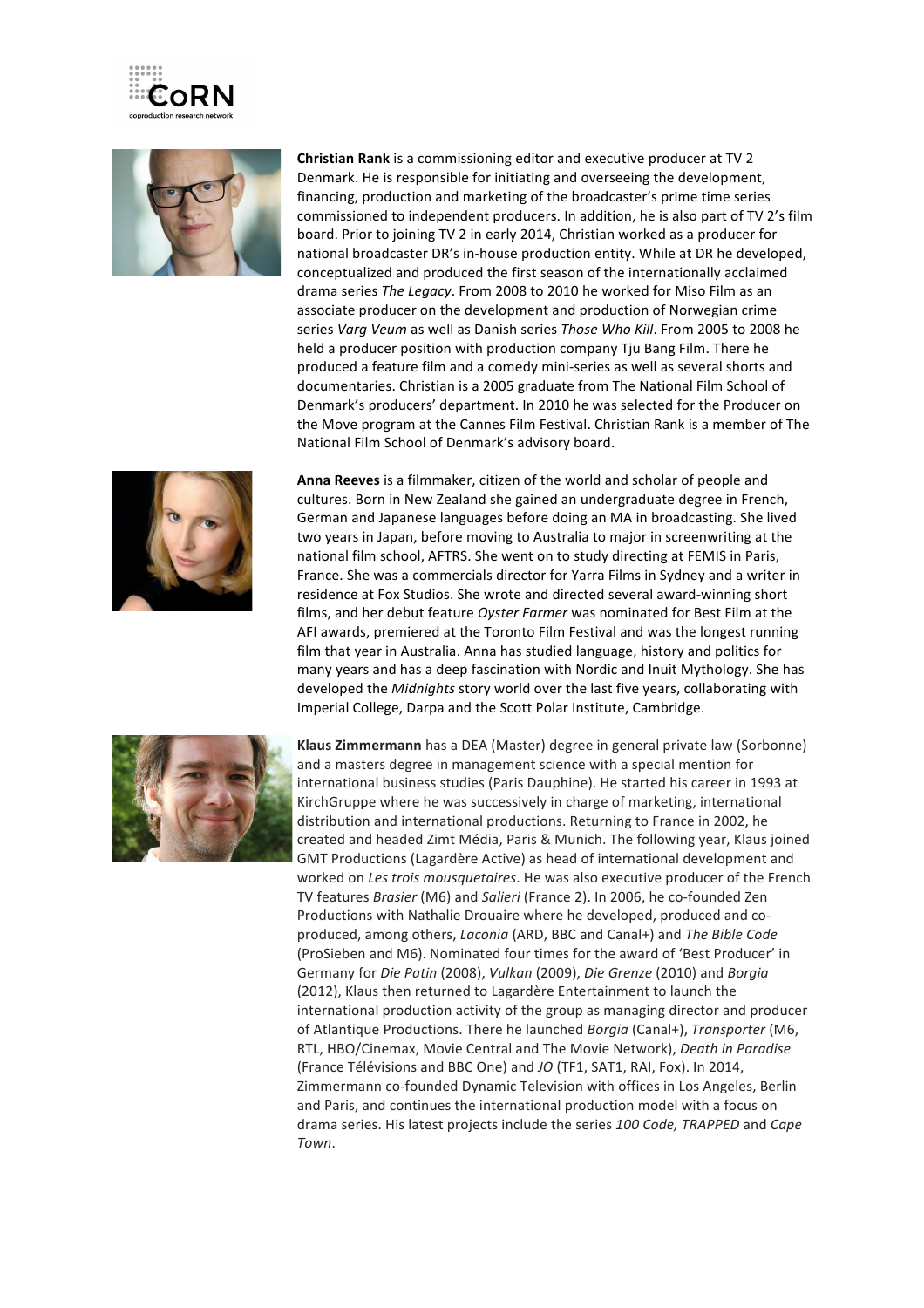**Christian Rank** is a commissioning editor and executive producer at TV 2 Denmark. He is responsible for initiating and overseeing the development, financing, production and marketing of the broadcaster's prime time series commissioned to independent producers. In addition, he is also part of TV 2's film board. Prior to joining TV 2 in early 2014, Christian worked as a producer for national broadcaster DR's in-house production entity. While at DR he developed, conceptualized and produced the first season of the internationally acclaimed drama series *The Legacy*. From 2008 to 2010 he worked for Miso Film as an associate producer on the development and production of Norwegian crime series *Varg Veum* as well as Danish series *Those Who Kill*. From 2005 to 2008 he held a producer position with production company Tju Bang Film. There he produced a feature film and a comedy mini-series as well as several shorts and documentaries. Christian is a 2005 graduate from The National Film School of Denmark's producers' department. In 2010 he was selected for the Producer on the Move program at the Cannes Film Festival. Christian Rank is a member of The National Film School of Denmark's advisory board.

**Anna Reeves** is a filmmaker, citizen of the world and scholar of people and cultures. Born in New Zealand she gained an undergraduate degree in French, German and Japanese languages before doing an MA in broadcasting. She lived two years in Japan, before moving to Australia to major in screenwriting at the national film school, AFTRS. She went on to study directing at FEMIS in Paris, France. She was a commercials director for Yarra Films in Sydney and a writer in residence at Fox Studios. She wrote and directed several award-winning short films, and her debut feature *Oyster Farmer* was nominated for Best Film at the AFI awards, premiered at the Toronto Film Festival and was the longest running film that year in Australia. Anna has studied language, history and politics for many years and has a deep fascination with Nordic and Inuit Mythology. She has developed the *Midnights* story world over the last five years, collaborating with Imperial College, Darpa and the Scott Polar Institute, Cambridge.

**Klaus Zimmermann** has a DEA (Master) degree in general private law (Sorbonne) and a masters degree in management science with a special mention for international business studies (Paris Dauphine). He started his career in 1993 at KirchGruppe where he was successively in charge of marketing, international distribution and international productions. Returning to France in 2002, he created and headed Zimt Média, Paris & Munich. The following year, Klaus joined GMT Productions (Lagardère Active) as head of international development and worked on *Les trois mousquetaires*. He was also executive producer of the French TV features *Brasier* (M6) and *Salieri* (France 2). In 2006, he co-founded Zen Productions with Nathalie Drouaire where he developed, produced and co-produced, among others, *Laconia* (ARD, BBC and Canal+) and *The Bible Code* (ProSieben and M6). Nominated four times for the award of 'Best Producer' in Germany for *Die Patin* (2008), *Vulkan* (2009), *Die Grenze* (2010) and *Borgia* (2012), Klaus then returned to Lagardère Entertainment to launch the international production activity of the group as managing director and producer of Atlantique Productions. There he launched *Borgia* (Canal+), *Transporter* (M6, RTL, HBO/Cinemax, Movie Central and The Movie Network), *Death in Paradise* (France Télévisions and BBC One) and *JO* (TF1, SAT1, RAI, Fox). In 2014, Zimmermann co-founded Dynamic Television with offices in Los Angeles, Berlin and Paris, and continues the international production model with a focus on drama series. His latest projects include the series *100 Code, TRAPPED* and *Cape Town*.